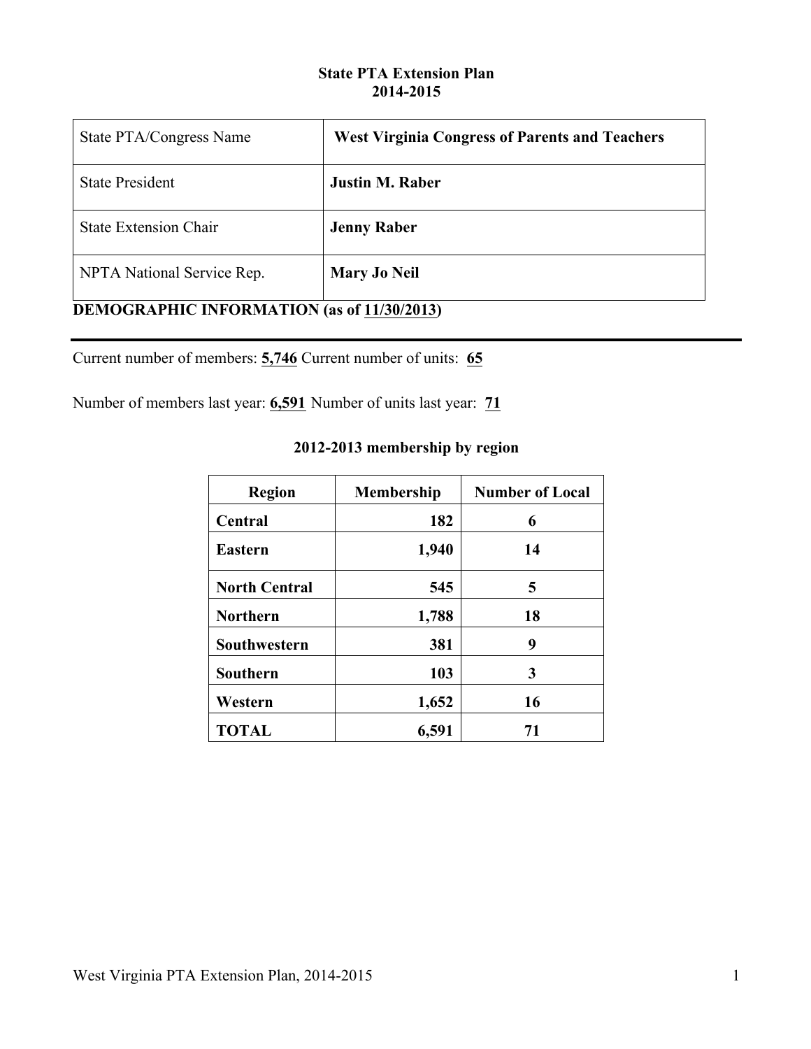# State PTA Extension Plan
## 2014-2015

| State PTA/Congress Name | **West Virginia Congress of Parents and Teachers** |
|---|---|
| State President | **Justin M. Raber** |
| State Extension Chair | **Jenny Raber** |
| NPTA National Service Rep. | **Mary Jo Neil** |

## DEMOGRAPHIC INFORMATION (as of 11/30/2013)

Current number of members: **5,746** Current number of units: **65**

Number of members last year: **6,591** Number of units last year: **71**

### 2012-2013 membership by region

| Region | Membership | Number of Local |
|---|---:|:---:|
| **Central** | **182** | **6** |
| **Eastern** | **1,940** | **14** |
| **North Central** | **545** | **5** |
| **Northern** | **1,788** | **18** |
| **Southwestern** | **381** | **9** |
| **Southern** | **103** | **3** |
| **Western** | **1,652** | **16** |
| **TOTAL** | **6,591** | **71** |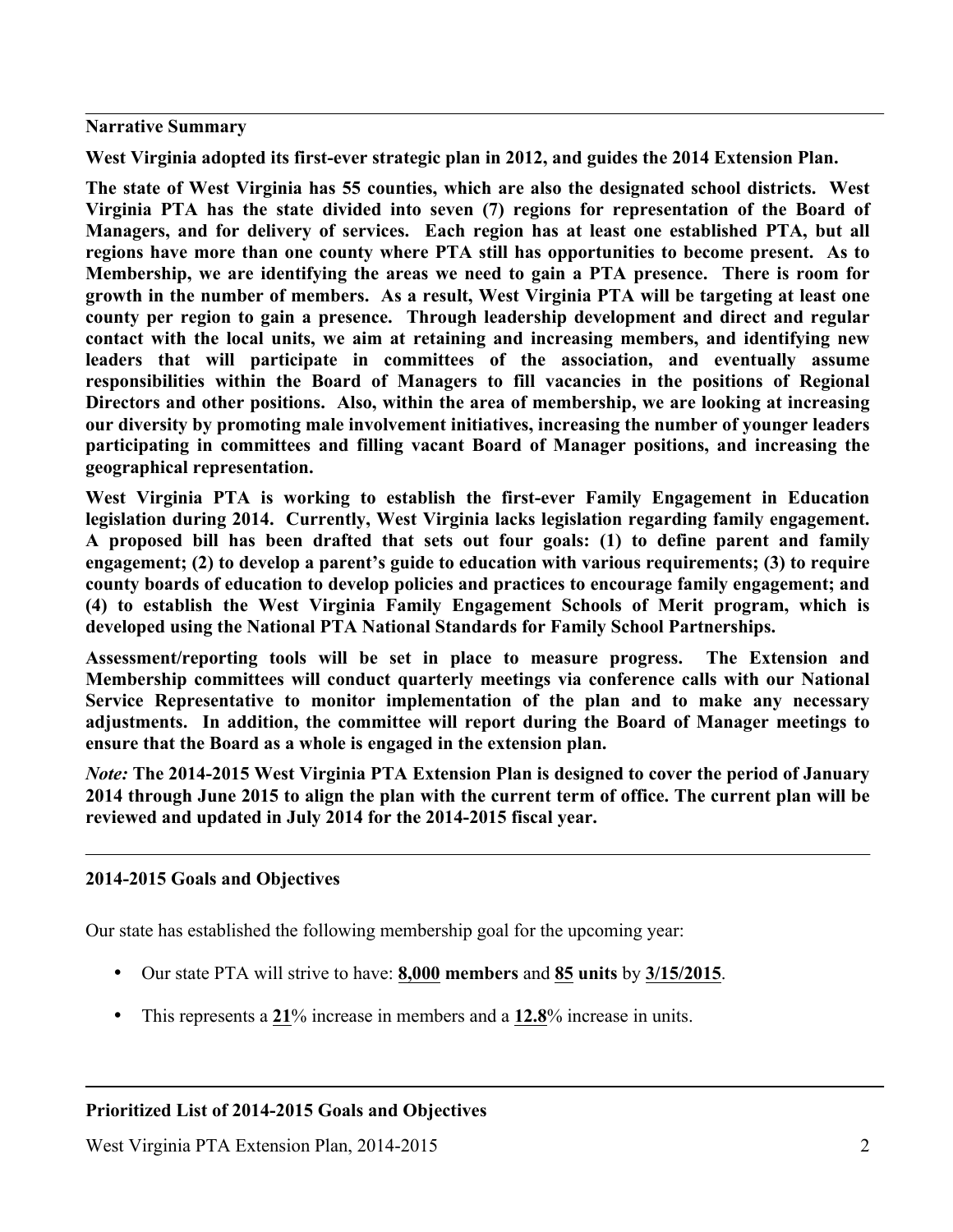## Narrative Summary

**West Virginia adopted its first-ever strategic plan in 2012, and guides the 2014 Extension Plan.**

**The state of West Virginia has 55 counties, which are also the designated school districts. West Virginia PTA has the state divided into seven (7) regions for representation of the Board of Managers, and for delivery of services. Each region has at least one established PTA, but all regions have more than one county where PTA still has opportunities to become present. As to Membership, we are identifying the areas we need to gain a PTA presence. There is room for growth in the number of members. As a result, West Virginia PTA will be targeting at least one county per region to gain a presence. Through leadership development and direct and regular contact with the local units, we aim at retaining and increasing members, and identifying new leaders that will participate in committees of the association, and eventually assume responsibilities within the Board of Managers to fill vacancies in the positions of Regional Directors and other positions. Also, within the area of membership, we are looking at increasing our diversity by promoting male involvement initiatives, increasing the number of younger leaders participating in committees and filling vacant Board of Manager positions, and increasing the geographical representation.**

**West Virginia PTA is working to establish the first-ever Family Engagement in Education legislation during 2014. Currently, West Virginia lacks legislation regarding family engagement. A proposed bill has been drafted that sets out four goals: (1) to define parent and family engagement; (2) to develop a parent's guide to education with various requirements; (3) to require county boards of education to develop policies and practices to encourage family engagement; and (4) to establish the West Virginia Family Engagement Schools of Merit program, which is developed using the National PTA National Standards for Family School Partnerships.**

**Assessment/reporting tools will be set in place to measure progress. The Extension and Membership committees will conduct quarterly meetings via conference calls with our National Service Representative to monitor implementation of the plan and to make any necessary adjustments. In addition, the committee will report during the Board of Manager meetings to ensure that the Board as a whole is engaged in the extension plan.**

***Note:* The 2014-2015 West Virginia PTA Extension Plan is designed to cover the period of January 2014 through June 2015 to align the plan with the current term of office. The current plan will be reviewed and updated in July 2014 for the 2014-2015 fiscal year.**

---

## 2014-2015 Goals and Objectives

Our state has established the following membership goal for the upcoming year:

- Our state PTA will strive to have: **8,000 members** and **85 units** by **3/15/2015**.
- This represents a **21**% increase in members and a **12.8**% increase in units.

---

## Prioritized List of 2014-2015 Goals and Objectives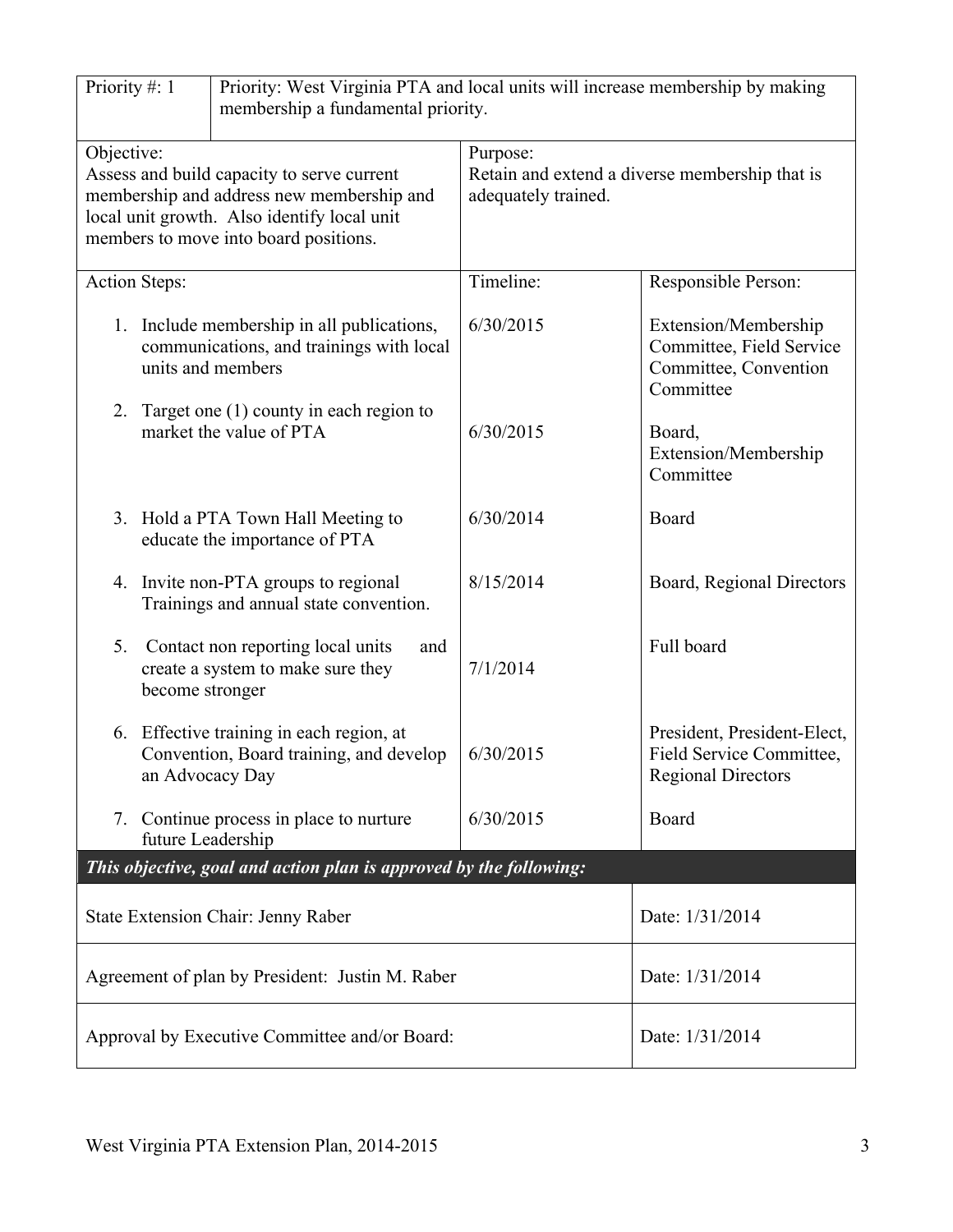| Priority #: 1 | Priority: West Virginia PTA and local units will increase membership by making membership a fundamental priority. | |
|---|---|---|
| Objective: Assess and build capacity to serve current membership and address new membership and local unit growth. Also identify local unit members to move into board positions. | Purpose: Retain and extend a diverse membership that is adequately trained. | |
| **Action Steps:** | **Timeline:** | **Responsible Person:** |
| 1. Include membership in all publications, communications, and trainings with local units and members | 6/30/2015 | Extension/Membership Committee, Field Service Committee, Convention Committee |
| 2. Target one (1) county in each region to market the value of PTA | 6/30/2015 | Board, Extension/Membership Committee |
| 3. Hold a PTA Town Hall Meeting to educate the importance of PTA | 6/30/2014 | Board |
| 4. Invite non-PTA groups to regional Trainings and annual state convention. | 8/15/2014 | Board, Regional Directors |
| 5. Contact non reporting local units and create a system to make sure they become stronger | 7/1/2014 | Full board |
| 6. Effective training in each region, at Convention, Board training, and develop an Advocacy Day | 6/30/2015 | President, President-Elect, Field Service Committee, Regional Directors |
| 7. Continue process in place to nurture future Leadership | 6/30/2015 | Board |

***This objective, goal and action plan is approved by the following:***

| | |
|---|---|
| State Extension Chair: Jenny Raber | Date: 1/31/2014 |
| Agreement of plan by President: Justin M. Raber | Date: 1/31/2014 |
| Approval by Executive Committee and/or Board: | Date: 1/31/2014 |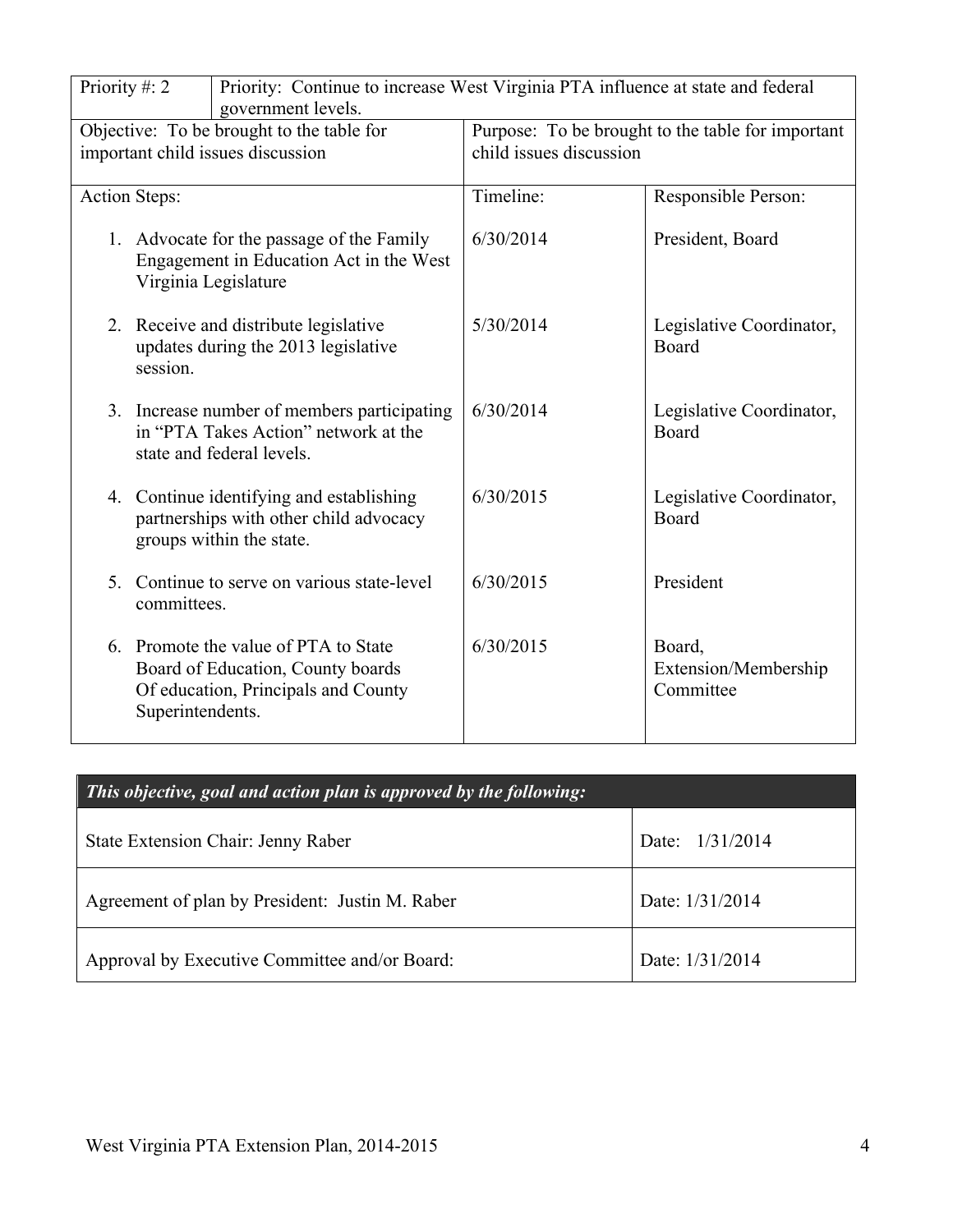| Priority #: 2 | Priority: Continue to increase West Virginia PTA influence at state and federal government levels. | |
|---|---|---|
| Objective: To be brought to the table for important child issues discussion | Purpose: To be brought to the table for important child issues discussion | |
| **Action Steps:** | **Timeline:** | **Responsible Person:** |
| 1. Advocate for the passage of the Family Engagement in Education Act in the West Virginia Legislature | 6/30/2014 | President, Board |
| 2. Receive and distribute legislative updates during the 2013 legislative session. | 5/30/2014 | Legislative Coordinator, Board |
| 3. Increase number of members participating in "PTA Takes Action" network at the state and federal levels. | 6/30/2014 | Legislative Coordinator, Board |
| 4. Continue identifying and establishing partnerships with other child advocacy groups within the state. | 6/30/2015 | Legislative Coordinator, Board |
| 5. Continue to serve on various state-level committees. | 6/30/2015 | President |
| 6. Promote the value of PTA to State Board of Education, County boards Of education, Principals and County Superintendents. | 6/30/2015 | Board, Extension/Membership Committee |

| ***This objective, goal and action plan is approved by the following:*** | |
|---|---|
| State Extension Chair: Jenny Raber | Date: 1/31/2014 |
| Agreement of plan by President: Justin M. Raber | Date: 1/31/2014 |
| Approval by Executive Committee and/or Board: | Date: 1/31/2014 |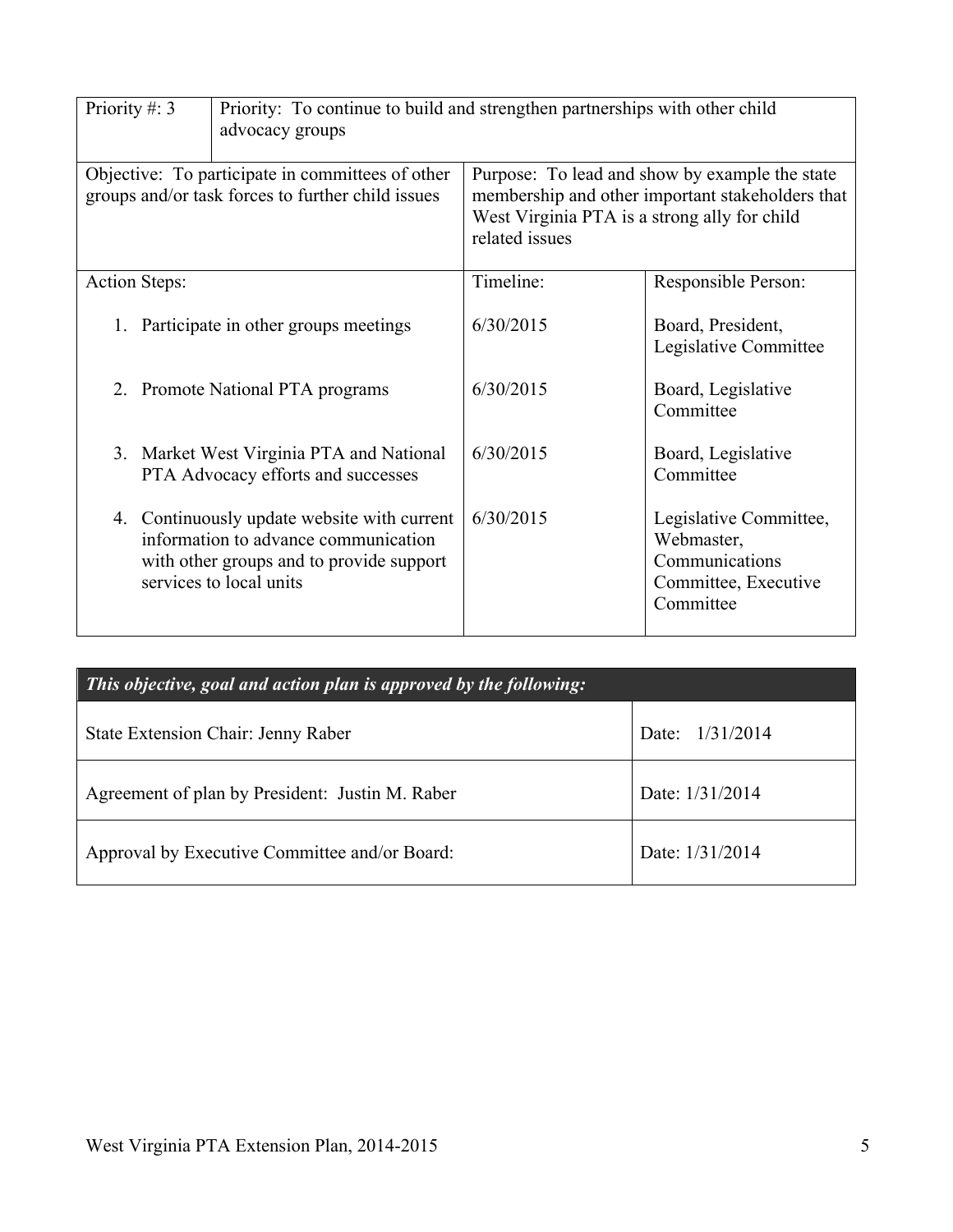| Priority #: 3 | Priority: To continue to build and strengthen partnerships with other child advocacy groups | |
|---|---|---|
| Objective: To participate in committees of other groups and/or task forces to further child issues | Purpose: To lead and show by example the state membership and other important stakeholders that West Virginia PTA is a strong ally for child related issues | |
| Action Steps: | Timeline: | Responsible Person: |
| 1. Participate in other groups meetings | 6/30/2015 | Board, President, Legislative Committee |
| 2. Promote National PTA programs | 6/30/2015 | Board, Legislative Committee |
| 3. Market West Virginia PTA and National PTA Advocacy efforts and successes | 6/30/2015 | Board, Legislative Committee |
| 4. Continuously update website with current information to advance communication with other groups and to provide support services to local units | 6/30/2015 | Legislative Committee, Webmaster, Communications Committee, Executive Committee |

| ***This objective, goal and action plan is approved by the following:*** | |
|---|---|
| State Extension Chair: Jenny Raber | Date: 1/31/2014 |
| Agreement of plan by President: Justin M. Raber | Date: 1/31/2014 |
| Approval by Executive Committee and/or Board: | Date: 1/31/2014 |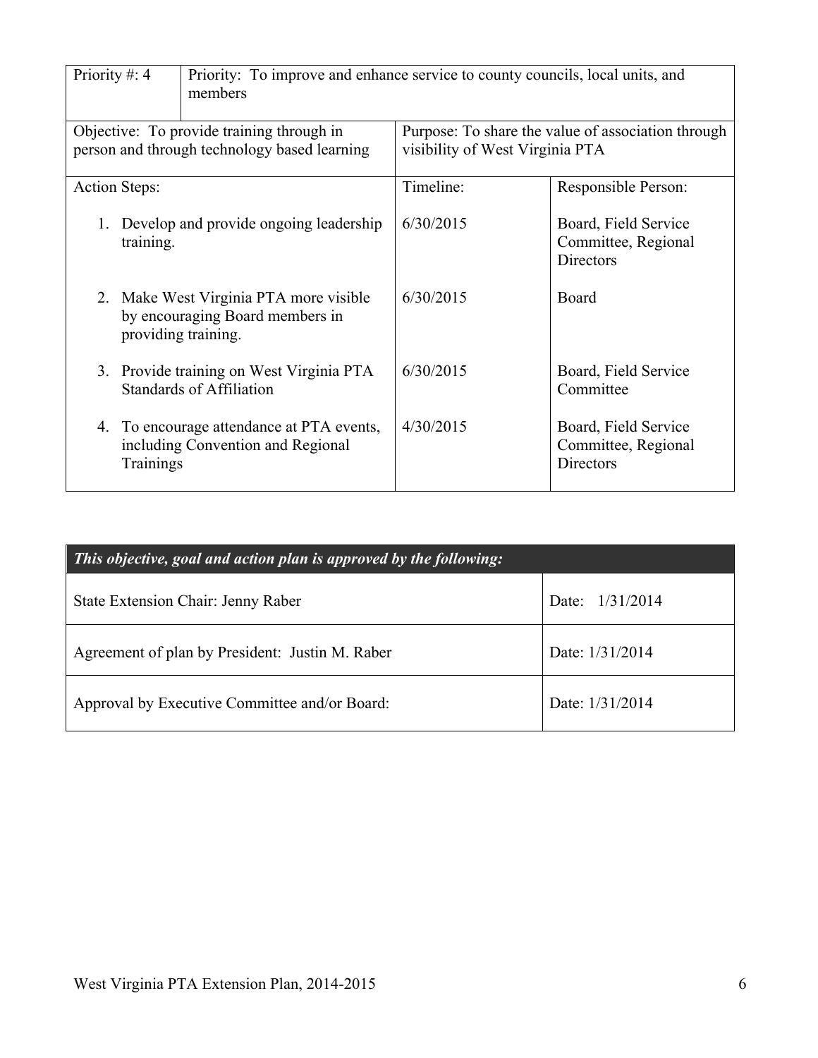| Priority #: 4 | Priority: To improve and enhance service to county councils, local units, and members | |
|---|---|---|
| Objective: To provide training through in person and through technology based learning | Purpose: To share the value of association through visibility of West Virginia PTA | |
| Action Steps: | Timeline: | Responsible Person: |
| 1. Develop and provide ongoing leadership training. | 6/30/2015 | Board, Field Service Committee, Regional Directors |
| 2. Make West Virginia PTA more visible by encouraging Board members in providing training. | 6/30/2015 | Board |
| 3. Provide training on West Virginia PTA Standards of Affiliation | 6/30/2015 | Board, Field Service Committee |
| 4. To encourage attendance at PTA events, including Convention and Regional Trainings | 4/30/2015 | Board, Field Service Committee, Regional Directors |

| ***This objective, goal and action plan is approved by the following:*** | |
|---|---|
| State Extension Chair: Jenny Raber | Date: 1/31/2014 |
| Agreement of plan by President: Justin M. Raber | Date: 1/31/2014 |
| Approval by Executive Committee and/or Board: | Date: 1/31/2014 |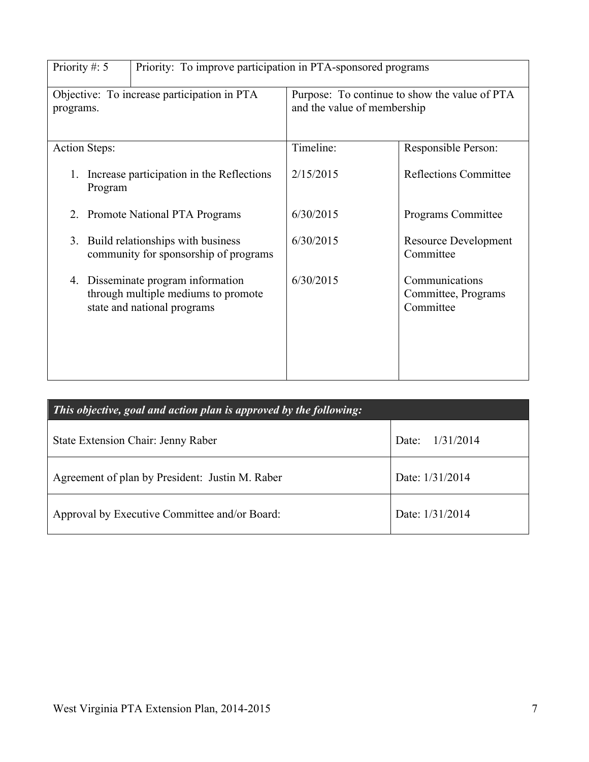| Priority #: 5 | Priority: To improve participation in PTA-sponsored programs | |
|---|---|---|
| Objective: To increase participation in PTA programs. | Purpose: To continue to show the value of PTA and the value of membership | |
| Action Steps: | Timeline: | Responsible Person: |
| 1. Increase participation in the Reflections Program | 2/15/2015 | Reflections Committee |
| 2. Promote National PTA Programs | 6/30/2015 | Programs Committee |
| 3. Build relationships with business community for sponsorship of programs | 6/30/2015 | Resource Development Committee |
| 4. Disseminate program information through multiple mediums to promote state and national programs | 6/30/2015 | Communications Committee, Programs Committee |

| ***This objective, goal and action plan is approved by the following:*** | |
|---|---|
| State Extension Chair: Jenny Raber | Date: 1/31/2014 |
| Agreement of plan by President: Justin M. Raber | Date: 1/31/2014 |
| Approval by Executive Committee and/or Board: | Date: 1/31/2014 |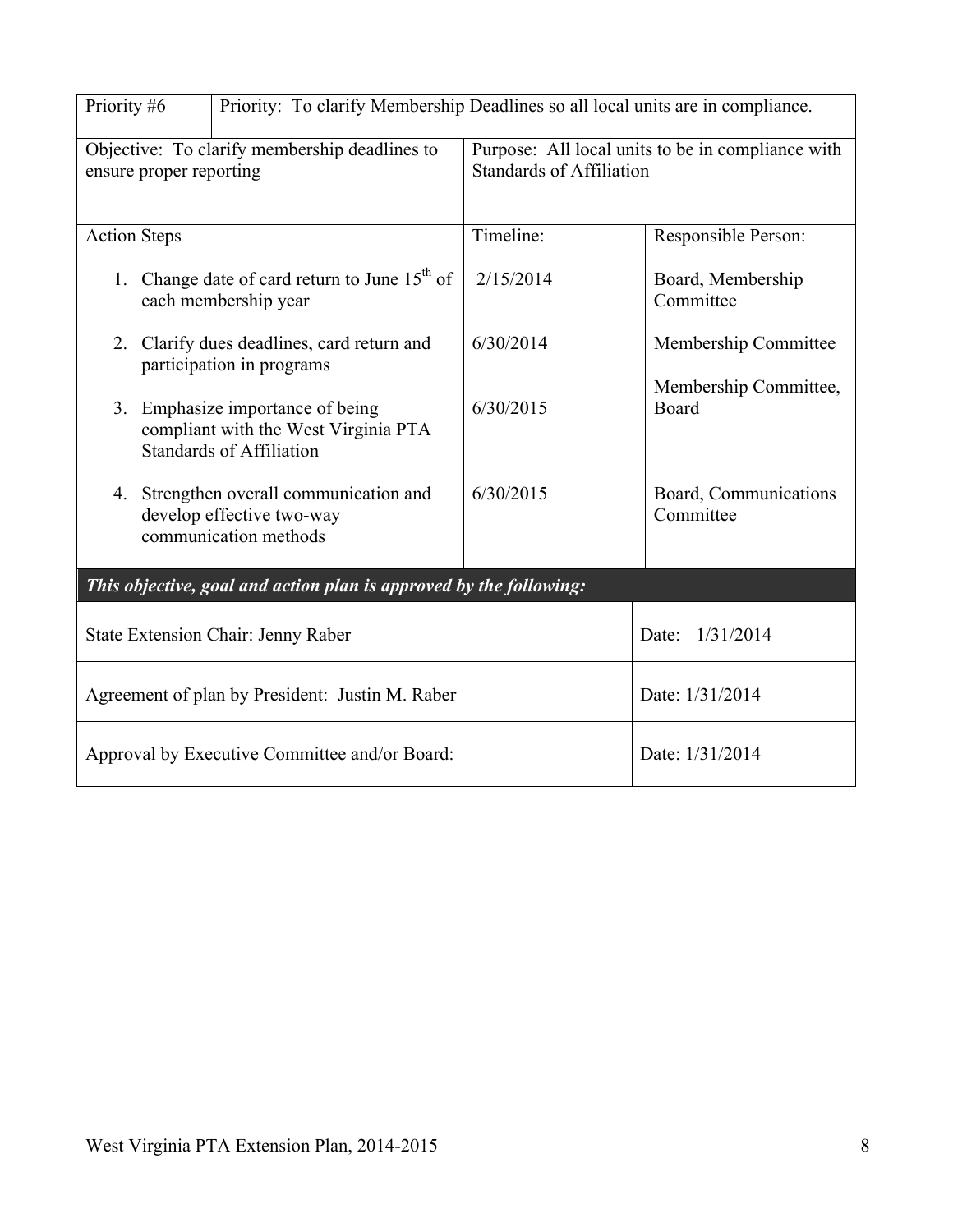| | | | |
|---|---|---|---|
| Priority #6 | Priority: To clarify Membership Deadlines so all local units are in compliance. | | |
| Objective: To clarify membership deadlines to ensure proper reporting | | Purpose: All local units to be in compliance with Standards of Affiliation | |
| Action Steps | | Timeline: | Responsible Person: |
| 1. Change date of card return to June 15th of each membership year | | 2/15/2014 | Board, Membership Committee |
| 2. Clarify dues deadlines, card return and participation in programs | | 6/30/2014 | Membership Committee |
| 3. Emphasize importance of being compliant with the West Virginia PTA Standards of Affiliation | | 6/30/2015 | Membership Committee, Board |
| 4. Strengthen overall communication and develop effective two-way communication methods | | 6/30/2015 | Board, Communications Committee |

| ***This objective, goal and action plan is approved by the following:*** | |
|---|---|
| State Extension Chair: Jenny Raber | Date: 1/31/2014 |
| Agreement of plan by President: Justin M. Raber | Date: 1/31/2014 |
| Approval by Executive Committee and/or Board: | Date: 1/31/2014 |